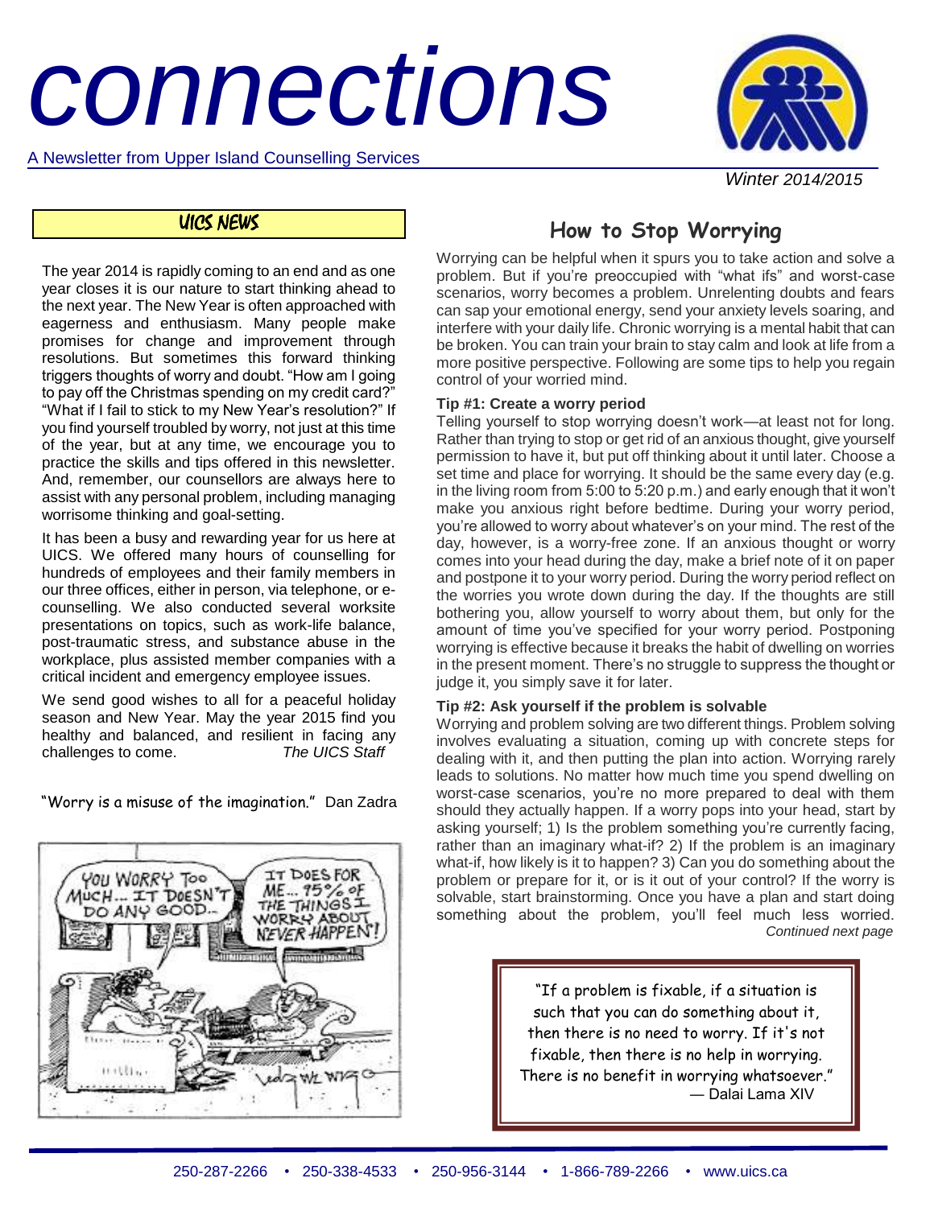# connections

A Newsletter from Upper Island Counselling Services

*Winter 2014/2015*

## UICS NEWS

The year 2014 is rapidly coming to an end and as one year closes it is our nature to start thinking ahead to the next year. The New Year is often approached with eagerness and enthusiasm. Many people make promises for change and improvement through resolutions. But sometimes this forward thinking triggers thoughts of worry and doubt. "How am I going to pay off the Christmas spending on my credit card?" "What if I fail to stick to my New Year's resolution?" If you find yourself troubled by worry, not just at this time of the year, but at any time, we encourage you to practice the skills and tips offered in this newsletter. And, remember, our counsellors are always here to assist with any personal problem, including managing worrisome thinking and goal-setting.

It has been a busy and rewarding year for us here at UICS. We offered many hours of counselling for hundreds of employees and their family members in our three offices, either in person, via telephone, or e-counselling. We also conducted several worksite presentations on topics, such as work-life balance, post-traumatic stress, and substance abuse in the workplace, plus assisted member companies with a critical incident and emergency employee issues.

We send good wishes to all for a peaceful holiday season and New Year. May the year 2015 find you healthy and balanced, and resilient in facing any challenges to come. *The UICS Staff*

"Worry is a misuse of the imagination." Dan Zadra

## How to Stop Worrying

Worrying can be helpful when it spurs you to take action and solve a problem. But if you're preoccupied with "what ifs" and worst-case scenarios, worry becomes a problem. Unrelenting doubts and fears can sap your emotional energy, send your anxiety levels soaring, and interfere with your daily life. Chronic worrying is a mental habit that can be broken. You can train your brain to stay calm and look at life from a more positive perspective. Following are some tips to help you regain control of your worried mind.

**Tip #1: Create a worry period**

Telling yourself to stop worrying doesn't work—at least not for long. Rather than trying to stop or get rid of an anxious thought, give yourself permission to have it, but put off thinking about it until later. Choose a set time and place for worrying. It should be the same every day (e.g. in the living room from 5:00 to 5:20 p.m.) and early enough that it won't make you anxious right before bedtime. During your worry period, you're allowed to worry about whatever's on your mind. The rest of the day, however, is a worry-free zone. If an anxious thought or worry comes into your head during the day, make a brief note of it on paper and postpone it to your worry period. During the worry period reflect on the worries you wrote down during the day. If the thoughts are still bothering you, allow yourself to worry about them, but only for the amount of time you've specified for your worry period. Postponing worrying is effective because it breaks the habit of dwelling on worries in the present moment. There's no struggle to suppress the thought or judge it, you simply save it for later.

**Tip #2: Ask yourself if the problem is solvable**

Worrying and problem solving are two different things. Problem solving involves evaluating a situation, coming up with concrete steps for dealing with it, and then putting the plan into action. Worrying rarely leads to solutions. No matter how much time you spend dwelling on worst-case scenarios, you're no more prepared to deal with them should they actually happen. If a worry pops into your head, start by asking yourself; 1) Is the problem something you're currently facing, rather than an imaginary what-if? 2) If the problem is an imaginary what-if, how likely is it to happen? 3) Can you do something about the problem or prepare for it, or is it out of your control? If the worry is solvable, start brainstorming. Once you have a plan and start doing something about the problem, you'll feel much less worried.

*Continued next page*

"If a problem is fixable, if a situation is such that you can do something about it, then there is no need to worry. If it's not fixable, then there is no help in worrying. There is no benefit in worrying whatsoever." — Dalai Lama XIV

250-287-2266 • 250-338-4533 • 250-956-3144 • 1-866-789-2266 • www.uics.ca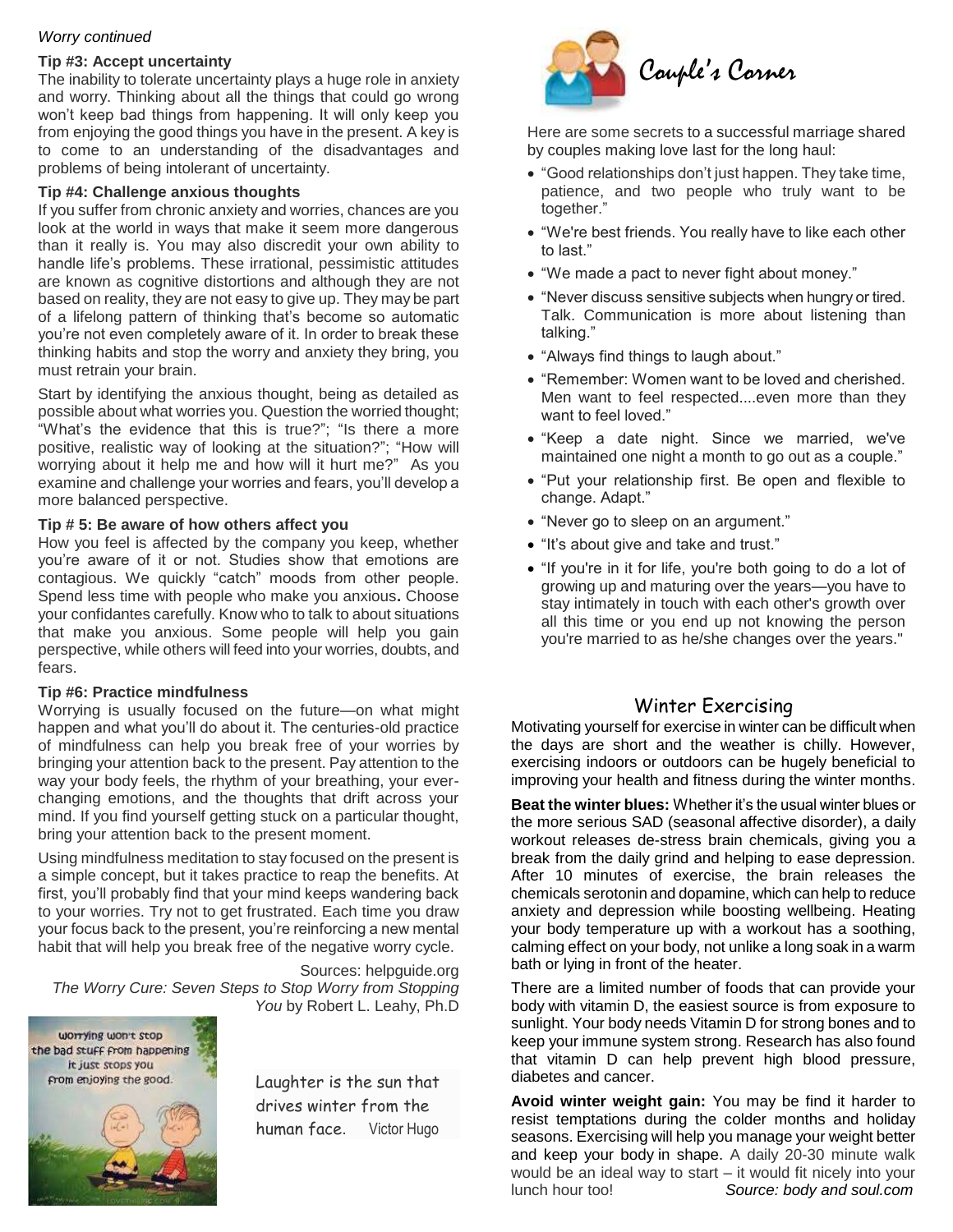*Worry continued*

**Tip #3: Accept uncertainty**

The inability to tolerate uncertainty plays a huge role in anxiety and worry. Thinking about all the things that could go wrong won't keep bad things from happening. It will only keep you from enjoying the good things you have in the present. A key is to come to an understanding of the disadvantages and problems of being intolerant of uncertainty.

**Tip #4: Challenge anxious thoughts**

If you suffer from chronic anxiety and worries, chances are you look at the world in ways that make it seem more dangerous than it really is. You may also discredit your own ability to handle life's problems. These irrational, pessimistic attitudes are known as cognitive distortions and although they are not based on reality, they are not easy to give up. They may be part of a lifelong pattern of thinking that's become so automatic you're not even completely aware of it. In order to break these thinking habits and stop the worry and anxiety they bring, you must retrain your brain.

Start by identifying the anxious thought, being as detailed as possible about what worries you. Question the worried thought; "What's the evidence that this is true?"; "Is there a more positive, realistic way of looking at the situation?"; "How will worrying about it help me and how will it hurt me?" As you examine and challenge your worries and fears, you'll develop a more balanced perspective.

**Tip # 5: Be aware of how others affect you**

How you feel is affected by the company you keep, whether you're aware of it or not. Studies show that emotions are contagious. We quickly "catch" moods from other people. Spend less time with people who make you anxious. Choose your confidantes carefully. Know who to talk to about situations that make you anxious. Some people will help you gain perspective, while others will feed into your worries, doubts, and fears.

**Tip #6: Practice mindfulness**

Worrying is usually focused on the future—on what might happen and what you'll do about it. The centuries-old practice of mindfulness can help you break free of your worries by bringing your attention back to the present. Pay attention to the way your body feels, the rhythm of your breathing, your ever-changing emotions, and the thoughts that drift across your mind. If you find yourself getting stuck on a particular thought, bring your attention back to the present moment.

Using mindfulness meditation to stay focused on the present is a simple concept, but it takes practice to reap the benefits. At first, you'll probably find that your mind keeps wandering back to your worries. Try not to get frustrated. Each time you draw your focus back to the present, you're reinforcing a new mental habit that will help you break free of the negative worry cycle.

Sources: helpguide.org
*The Worry Cure: Seven Steps to Stop Worry from Stopping You* by Robert L. Leahy, Ph.D

worrying won't stop the bad stuff from happening it just stops you from enjoying the good.

Laughter is the sun that drives winter from the human face. Victor Hugo

## Couple's Corner

Here are some secrets to a successful marriage shared by couples making love last for the long haul:

- "Good relationships don't just happen. They take time, patience, and two people who truly want to be together."
- "We're best friends. You really have to like each other to last."
- "We made a pact to never fight about money."
- "Never discuss sensitive subjects when hungry or tired. Talk. Communication is more about listening than talking."
- "Always find things to laugh about."
- "Remember: Women want to be loved and cherished. Men want to feel respected....even more than they want to feel loved."
- "Keep a date night. Since we married, we've maintained one night a month to go out as a couple."
- "Put your relationship first. Be open and flexible to change. Adapt."
- "Never go to sleep on an argument."
- "It's about give and take and trust."
- "If you're in it for life, you're both going to do a lot of growing up and maturing over the years—you have to stay intimately in touch with each other's growth over all this time or you end up not knowing the person you're married to as he/she changes over the years."

## Winter Exercising

Motivating yourself for exercise in winter can be difficult when the days are short and the weather is chilly. However, exercising indoors or outdoors can be hugely beneficial to improving your health and fitness during the winter months.

**Beat the winter blues:** Whether it's the usual winter blues or the more serious SAD (seasonal affective disorder), a daily workout releases de-stress brain chemicals, giving you a break from the daily grind and helping to ease depression. After 10 minutes of exercise, the brain releases the chemicals serotonin and dopamine, which can help to reduce anxiety and depression while boosting wellbeing. Heating your body temperature up with a workout has a soothing, calming effect on your body, not unlike a long soak in a warm bath or lying in front of the heater.

There are a limited number of foods that can provide your body with vitamin D, the easiest source is from exposure to sunlight. Your body needs Vitamin D for strong bones and to keep your immune system strong. Research has also found that vitamin D can help prevent high blood pressure, diabetes and cancer.

**Avoid winter weight gain:** You may be find it harder to resist temptations during the colder months and holiday seasons. Exercising will help you manage your weight better and keep your body in shape. A daily 20-30 minute walk would be an ideal way to start – it would fit nicely into your lunch hour too! *Source: body and soul.com*